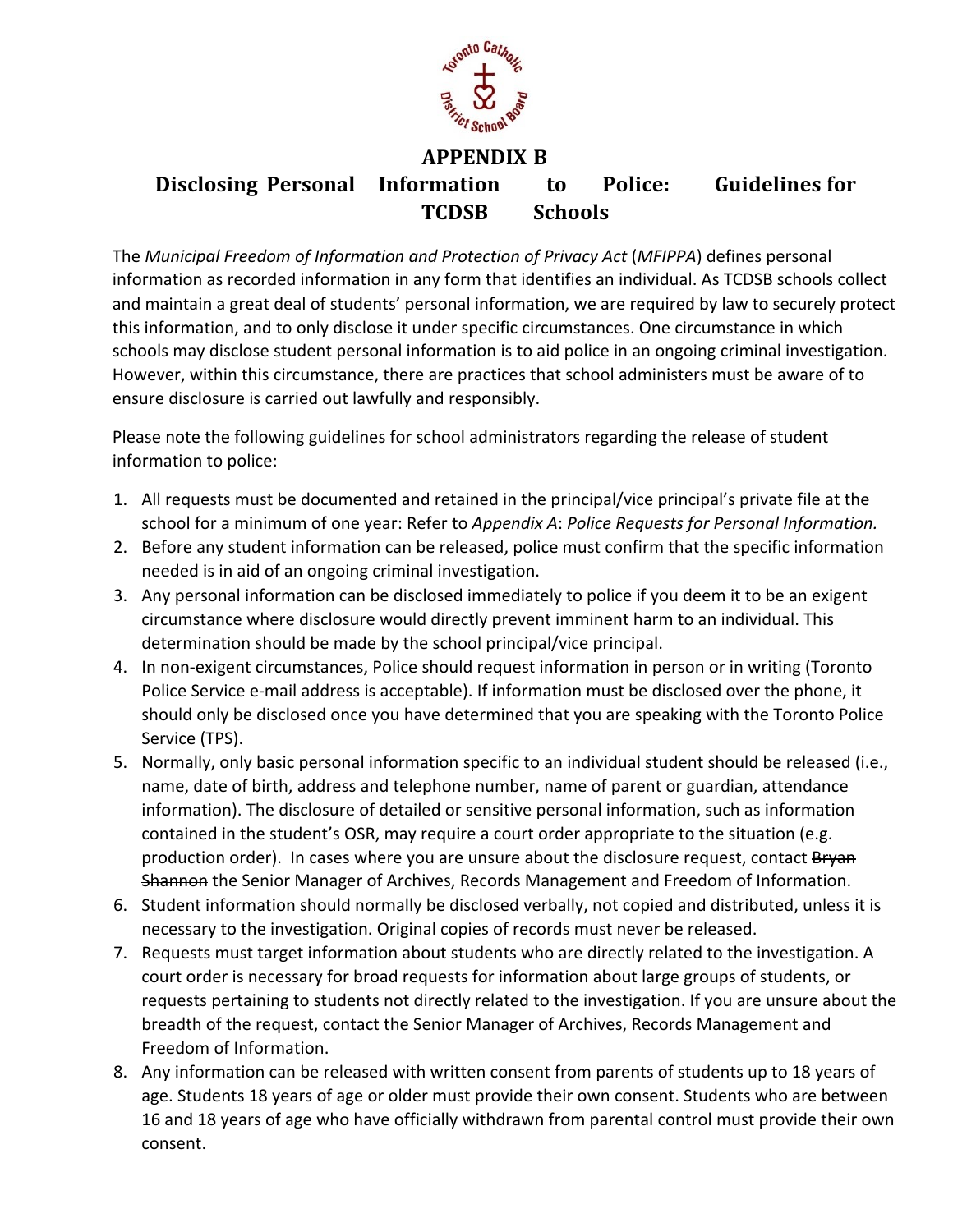# APPENDIX B

## Disclosing Personal Information to Police: Guidelines for TCDSB Schools

The *Municipal Freedom of Information and Protection of Privacy Act* (*MFIPPA*) defines personal information as recorded information in any form that identifies an individual. As TCDSB schools collect and maintain a great deal of students' personal information, we are required by law to securely protect this information, and to only disclose it under specific circumstances. One circumstance in which schools may disclose student personal information is to aid police in an ongoing criminal investigation. However, within this circumstance, there are practices that school administers must be aware of to ensure disclosure is carried out lawfully and responsibly.

Please note the following guidelines for school administrators regarding the release of student information to police:

1. All requests must be documented and retained in the principal/vice principal's private file at the school for a minimum of one year: Refer to *Appendix A*: *Police Requests for Personal Information.*
2. Before any student information can be released, police must confirm that the specific information needed is in aid of an ongoing criminal investigation.
3. Any personal information can be disclosed immediately to police if you deem it to be an exigent circumstance where disclosure would directly prevent imminent harm to an individual. This determination should be made by the school principal/vice principal.
4. In non-exigent circumstances, Police should request information in person or in writing (Toronto Police Service e-mail address is acceptable). If information must be disclosed over the phone, it should only be disclosed once you have determined that you are speaking with the Toronto Police Service (TPS).
5. Normally, only basic personal information specific to an individual student should be released (i.e., name, date of birth, address and telephone number, name of parent or guardian, attendance information). The disclosure of detailed or sensitive personal information, such as information contained in the student's OSR, may require a court order appropriate to the situation (e.g. production order). In cases where you are unsure about the disclosure request, contact ~~Bryan Shannon~~ the Senior Manager of Archives, Records Management and Freedom of Information.
6. Student information should normally be disclosed verbally, not copied and distributed, unless it is necessary to the investigation. Original copies of records must never be released.
7. Requests must target information about students who are directly related to the investigation. A court order is necessary for broad requests for information about large groups of students, or requests pertaining to students not directly related to the investigation. If you are unsure about the breadth of the request, contact the Senior Manager of Archives, Records Management and Freedom of Information.
8. Any information can be released with written consent from parents of students up to 18 years of age. Students 18 years of age or older must provide their own consent. Students who are between 16 and 18 years of age who have officially withdrawn from parental control must provide their own consent.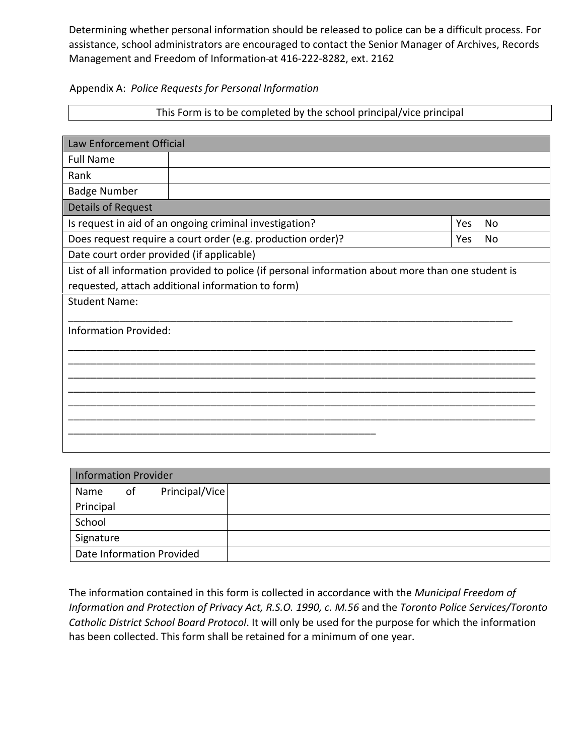Determining whether personal information should be released to police can be a difficult process. For assistance, school administrators are encouraged to contact the Senior Manager of Archives, Records Management and Freedom of Information at 416-222-8282, ext. 2162

Appendix A: *Police Requests for Personal Information*

| This Form is to be completed by the school principal/vice principal |
|---|

| Law Enforcement Official | | |
|---|---|---|
| Full Name | | |
| Rank | | |
| Badge Number | | |
| **Details of Request** | | |
| Is request in aid of an ongoing criminal investigation? | | Yes No |
| Does request require a court order (e.g. production order)? | | Yes No |
| Date court order provided (if applicable) | | |
| List of all information provided to police (if personal information about more than one student is requested, attach additional information to form) | | |

Student Name:

______________________________________________________________________________

Information Provided:

______________________________________________________________________________
______________________________________________________________________________
______________________________________________________________________________
______________________________________________________________________________
______________________________________________________________________________
______________________________________________________________________________
____________________________________________________

| Information Provider | |
|---|---|
| Name of Principal/Vice Principal | |
| School | |
| Signature | |
| Date Information Provided | |

The information contained in this form is collected in accordance with the *Municipal Freedom of Information and Protection of Privacy Act, R.S.O. 1990, c. M.56* and the *Toronto Police Services/Toronto Catholic District School Board Protocol*. It will only be used for the purpose for which the information has been collected. This form shall be retained for a minimum of one year.